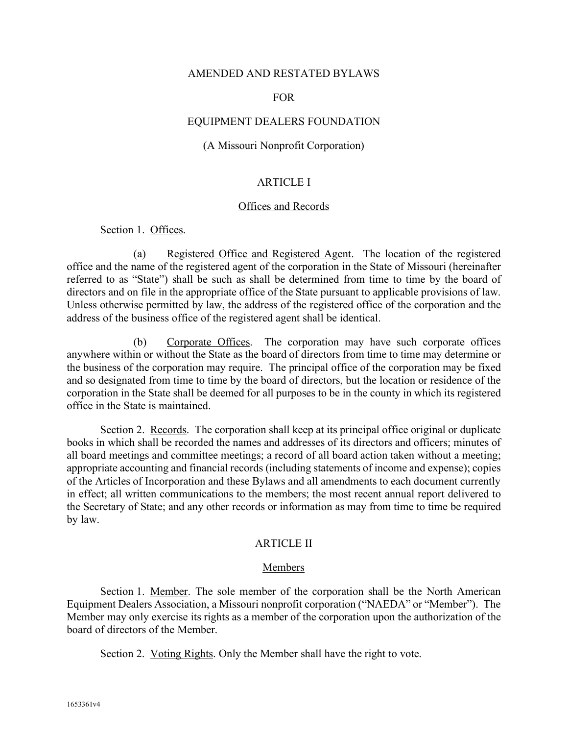# AMENDED AND RESTATED BYLAWS

# FOR

# EQUIPMENT DEALERS FOUNDATION

(A Missouri Nonprofit Corporation)

## ARTICLE I

### Offices and Records

Section 1. Offices.

(a) Registered Office and Registered Agent. The location of the registered office and the name of the registered agent of the corporation in the State of Missouri (hereinafter referred to as "State") shall be such as shall be determined from time to time by the board of directors and on file in the appropriate office of the State pursuant to applicable provisions of law. Unless otherwise permitted by law, the address of the registered office of the corporation and the address of the business office of the registered agent shall be identical.

(b) Corporate Offices. The corporation may have such corporate offices anywhere within or without the State as the board of directors from time to time may determine or the business of the corporation may require. The principal office of the corporation may be fixed and so designated from time to time by the board of directors, but the location or residence of the corporation in the State shall be deemed for all purposes to be in the county in which its registered office in the State is maintained.

Section 2. Records. The corporation shall keep at its principal office original or duplicate books in which shall be recorded the names and addresses of its directors and officers; minutes of all board meetings and committee meetings; a record of all board action taken without a meeting; appropriate accounting and financial records (including statements of income and expense); copies of the Articles of Incorporation and these Bylaws and all amendments to each document currently in effect; all written communications to the members; the most recent annual report delivered to the Secretary of State; and any other records or information as may from time to time be required by law.

## ARTICLE II

### Members

Section 1. Member. The sole member of the corporation shall be the North American Equipment Dealers Association, a Missouri nonprofit corporation ("NAEDA" or "Member"). The Member may only exercise its rights as a member of the corporation upon the authorization of the board of directors of the Member.

Section 2. Voting Rights. Only the Member shall have the right to vote.

1653361v4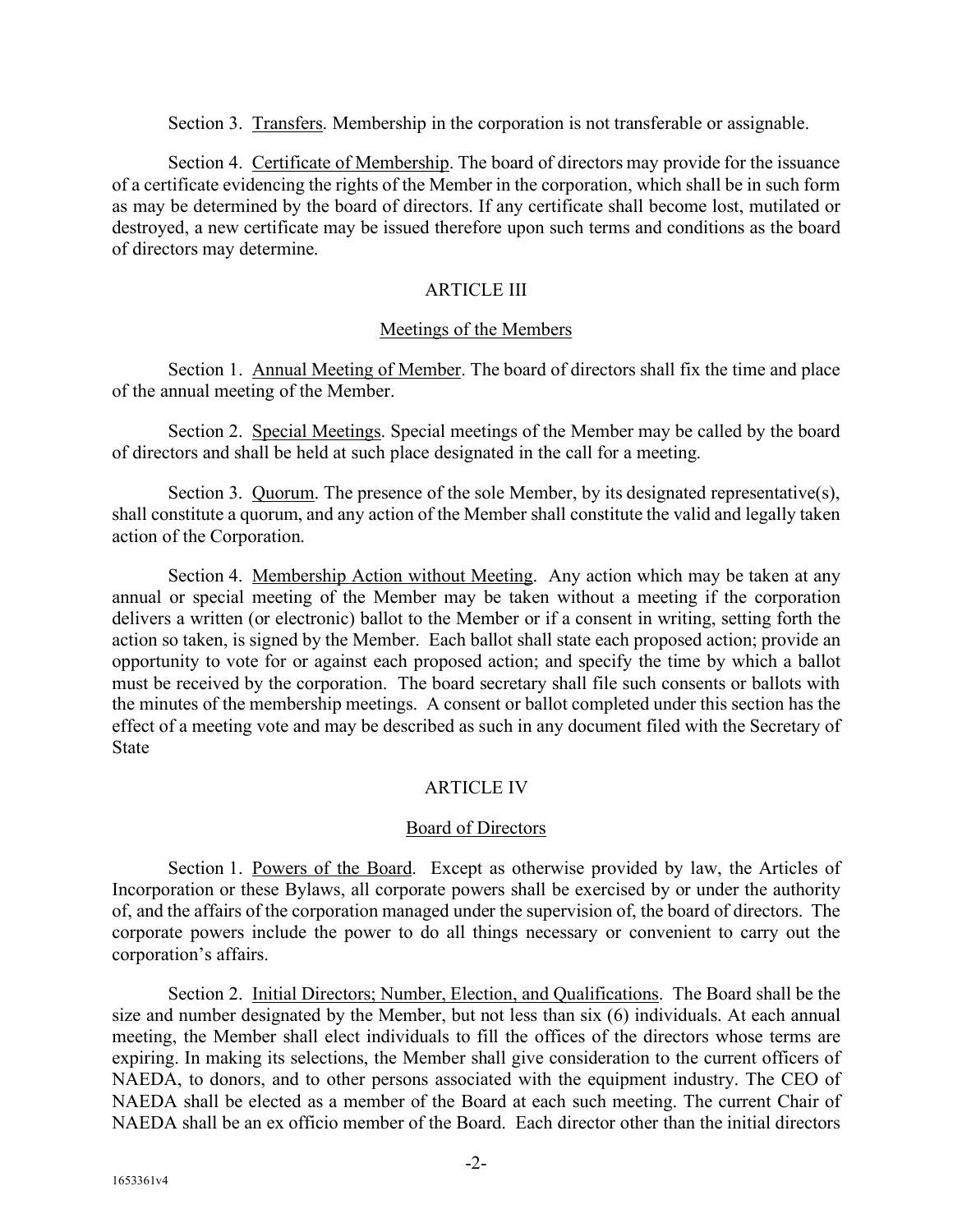Section 3. Transfers. Membership in the corporation is not transferable or assignable.

Section 4. Certificate of Membership. The board of directors may provide for the issuance of a certificate evidencing the rights of the Member in the corporation, which shall be in such form as may be determined by the board of directors. If any certificate shall become lost, mutilated or destroyed, a new certificate may be issued therefore upon such terms and conditions as the board of directors may determine.

## ARTICLE III

### Meetings of the Members

Section 1. Annual Meeting of Member. The board of directors shall fix the time and place of the annual meeting of the Member.

Section 2. Special Meetings. Special meetings of the Member may be called by the board of directors and shall be held at such place designated in the call for a meeting.

Section 3. Quorum. The presence of the sole Member, by its designated representative(s), shall constitute a quorum, and any action of the Member shall constitute the valid and legally taken action of the Corporation.

Section 4. Membership Action without Meeting. Any action which may be taken at any annual or special meeting of the Member may be taken without a meeting if the corporation delivers a written (or electronic) ballot to the Member or if a consent in writing, setting forth the action so taken, is signed by the Member. Each ballot shall state each proposed action; provide an opportunity to vote for or against each proposed action; and specify the time by which a ballot must be received by the corporation. The board secretary shall file such consents or ballots with the minutes of the membership meetings. A consent or ballot completed under this section has the effect of a meeting vote and may be described as such in any document filed with the Secretary of State

## ARTICLE IV

### Board of Directors

Section 1. Powers of the Board. Except as otherwise provided by law, the Articles of Incorporation or these Bylaws, all corporate powers shall be exercised by or under the authority of, and the affairs of the corporation managed under the supervision of, the board of directors. The corporate powers include the power to do all things necessary or convenient to carry out the corporation's affairs.

Section 2. Initial Directors; Number, Election, and Qualifications. The Board shall be the size and number designated by the Member, but not less than six (6) individuals. At each annual meeting, the Member shall elect individuals to fill the offices of the directors whose terms are expiring. In making its selections, the Member shall give consideration to the current officers of NAEDA, to donors, and to other persons associated with the equipment industry. The CEO of NAEDA shall be elected as a member of the Board at each such meeting. The current Chair of NAEDA shall be an ex officio member of the Board. Each director other than the initial directors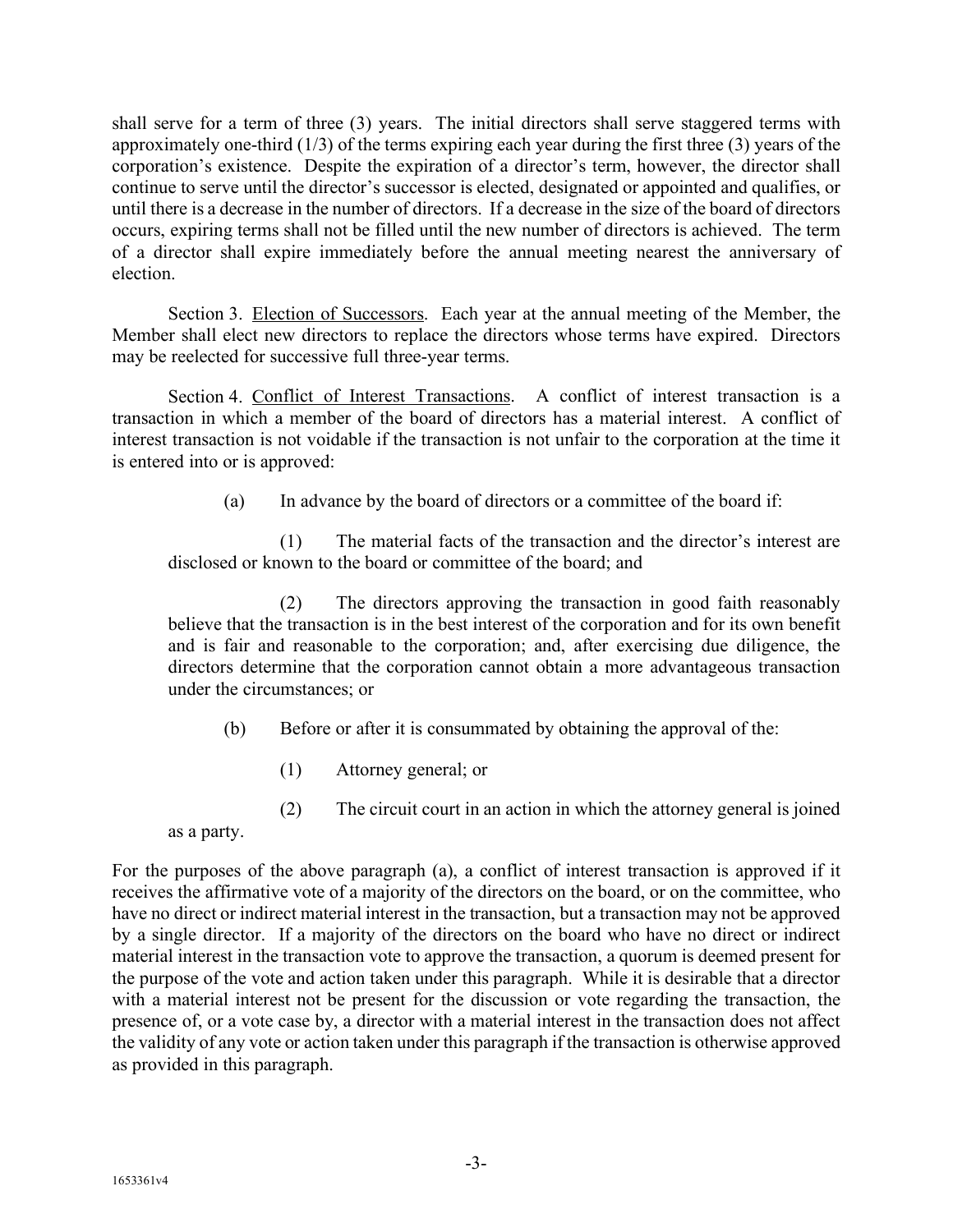shall serve for a term of three (3) years. The initial directors shall serve staggered terms with approximately one-third (1/3) of the terms expiring each year during the first three (3) years of the corporation's existence. Despite the expiration of a director's term, however, the director shall continue to serve until the director's successor is elected, designated or appointed and qualifies, or until there is a decrease in the number of directors. If a decrease in the size of the board of directors occurs, expiring terms shall not be filled until the new number of directors is achieved. The term of a director shall expire immediately before the annual meeting nearest the anniversary of election.

Section 3. Election of Successors. Each year at the annual meeting of the Member, the Member shall elect new directors to replace the directors whose terms have expired. Directors may be reelected for successive full three-year terms.

Section 4. Conflict of Interest Transactions. A conflict of interest transaction is a transaction in which a member of the board of directors has a material interest. A conflict of interest transaction is not voidable if the transaction is not unfair to the corporation at the time it is entered into or is approved:

(a) In advance by the board of directors or a committee of the board if:

(1) The material facts of the transaction and the director's interest are disclosed or known to the board or committee of the board; and

(2) The directors approving the transaction in good faith reasonably believe that the transaction is in the best interest of the corporation and for its own benefit and is fair and reasonable to the corporation; and, after exercising due diligence, the directors determine that the corporation cannot obtain a more advantageous transaction under the circumstances; or

(b) Before or after it is consummated by obtaining the approval of the:

(1) Attorney general; or

(2) The circuit court in an action in which the attorney general is joined as a party.

For the purposes of the above paragraph (a), a conflict of interest transaction is approved if it receives the affirmative vote of a majority of the directors on the board, or on the committee, who have no direct or indirect material interest in the transaction, but a transaction may not be approved by a single director. If a majority of the directors on the board who have no direct or indirect material interest in the transaction vote to approve the transaction, a quorum is deemed present for the purpose of the vote and action taken under this paragraph. While it is desirable that a director with a material interest not be present for the discussion or vote regarding the transaction, the presence of, or a vote case by, a director with a material interest in the transaction does not affect the validity of any vote or action taken under this paragraph if the transaction is otherwise approved as provided in this paragraph.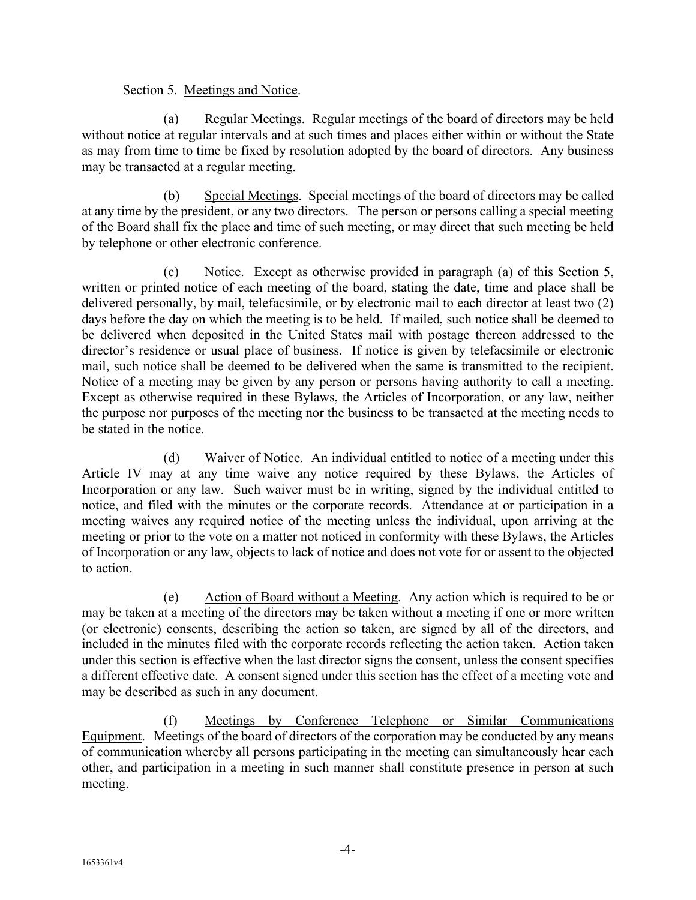Section 5. Meetings and Notice.

(a) Regular Meetings. Regular meetings of the board of directors may be held without notice at regular intervals and at such times and places either within or without the State as may from time to time be fixed by resolution adopted by the board of directors. Any business may be transacted at a regular meeting.

(b) Special Meetings. Special meetings of the board of directors may be called at any time by the president, or any two directors. The person or persons calling a special meeting of the Board shall fix the place and time of such meeting, or may direct that such meeting be held by telephone or other electronic conference.

(c) Notice. Except as otherwise provided in paragraph (a) of this Section 5, written or printed notice of each meeting of the board, stating the date, time and place shall be delivered personally, by mail, telefacsimile, or by electronic mail to each director at least two (2) days before the day on which the meeting is to be held. If mailed, such notice shall be deemed to be delivered when deposited in the United States mail with postage thereon addressed to the director's residence or usual place of business. If notice is given by telefacsimile or electronic mail, such notice shall be deemed to be delivered when the same is transmitted to the recipient. Notice of a meeting may be given by any person or persons having authority to call a meeting. Except as otherwise required in these Bylaws, the Articles of Incorporation, or any law, neither the purpose nor purposes of the meeting nor the business to be transacted at the meeting needs to be stated in the notice.

(d) Waiver of Notice. An individual entitled to notice of a meeting under this Article IV may at any time waive any notice required by these Bylaws, the Articles of Incorporation or any law. Such waiver must be in writing, signed by the individual entitled to notice, and filed with the minutes or the corporate records. Attendance at or participation in a meeting waives any required notice of the meeting unless the individual, upon arriving at the meeting or prior to the vote on a matter not noticed in conformity with these Bylaws, the Articles of Incorporation or any law, objects to lack of notice and does not vote for or assent to the objected to action.

(e) Action of Board without a Meeting. Any action which is required to be or may be taken at a meeting of the directors may be taken without a meeting if one or more written (or electronic) consents, describing the action so taken, are signed by all of the directors, and included in the minutes filed with the corporate records reflecting the action taken. Action taken under this section is effective when the last director signs the consent, unless the consent specifies a different effective date. A consent signed under this section has the effect of a meeting vote and may be described as such in any document.

(f) Meetings by Conference Telephone or Similar Communications Equipment. Meetings of the board of directors of the corporation may be conducted by any means of communication whereby all persons participating in the meeting can simultaneously hear each other, and participation in a meeting in such manner shall constitute presence in person at such meeting.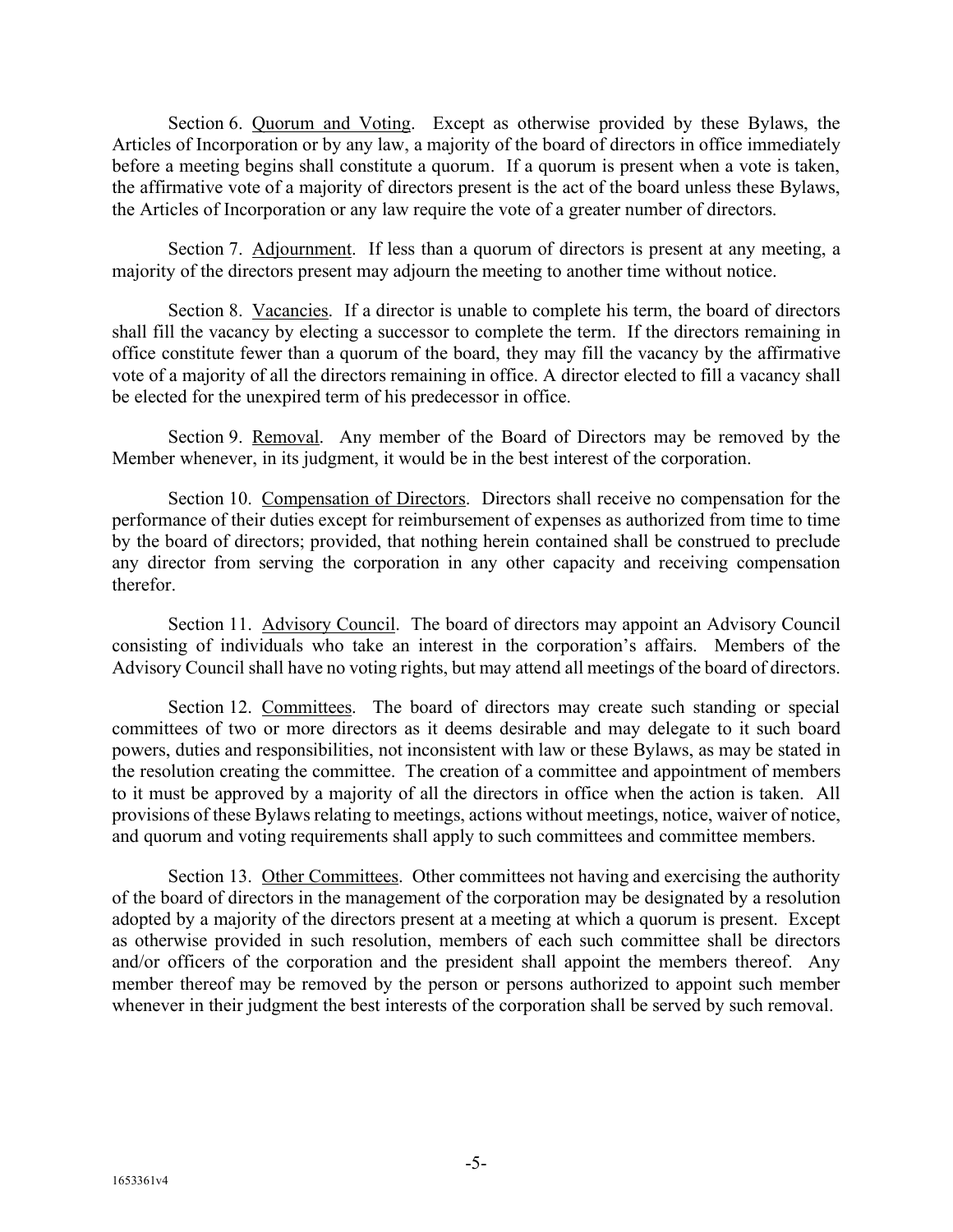Section 6. Quorum and Voting. Except as otherwise provided by these Bylaws, the Articles of Incorporation or by any law, a majority of the board of directors in office immediately before a meeting begins shall constitute a quorum. If a quorum is present when a vote is taken, the affirmative vote of a majority of directors present is the act of the board unless these Bylaws, the Articles of Incorporation or any law require the vote of a greater number of directors.

Section 7. Adjournment. If less than a quorum of directors is present at any meeting, a majority of the directors present may adjourn the meeting to another time without notice.

Section 8. Vacancies. If a director is unable to complete his term, the board of directors shall fill the vacancy by electing a successor to complete the term. If the directors remaining in office constitute fewer than a quorum of the board, they may fill the vacancy by the affirmative vote of a majority of all the directors remaining in office. A director elected to fill a vacancy shall be elected for the unexpired term of his predecessor in office.

Section 9. Removal. Any member of the Board of Directors may be removed by the Member whenever, in its judgment, it would be in the best interest of the corporation.

Section 10. Compensation of Directors. Directors shall receive no compensation for the performance of their duties except for reimbursement of expenses as authorized from time to time by the board of directors; provided, that nothing herein contained shall be construed to preclude any director from serving the corporation in any other capacity and receiving compensation therefor.

Section 11. Advisory Council. The board of directors may appoint an Advisory Council consisting of individuals who take an interest in the corporation's affairs. Members of the Advisory Council shall have no voting rights, but may attend all meetings of the board of directors.

Section 12. Committees. The board of directors may create such standing or special committees of two or more directors as it deems desirable and may delegate to it such board powers, duties and responsibilities, not inconsistent with law or these Bylaws, as may be stated in the resolution creating the committee. The creation of a committee and appointment of members to it must be approved by a majority of all the directors in office when the action is taken. All provisions of these Bylaws relating to meetings, actions without meetings, notice, waiver of notice, and quorum and voting requirements shall apply to such committees and committee members.

Section 13. Other Committees. Other committees not having and exercising the authority of the board of directors in the management of the corporation may be designated by a resolution adopted by a majority of the directors present at a meeting at which a quorum is present. Except as otherwise provided in such resolution, members of each such committee shall be directors and/or officers of the corporation and the president shall appoint the members thereof. Any member thereof may be removed by the person or persons authorized to appoint such member whenever in their judgment the best interests of the corporation shall be served by such removal.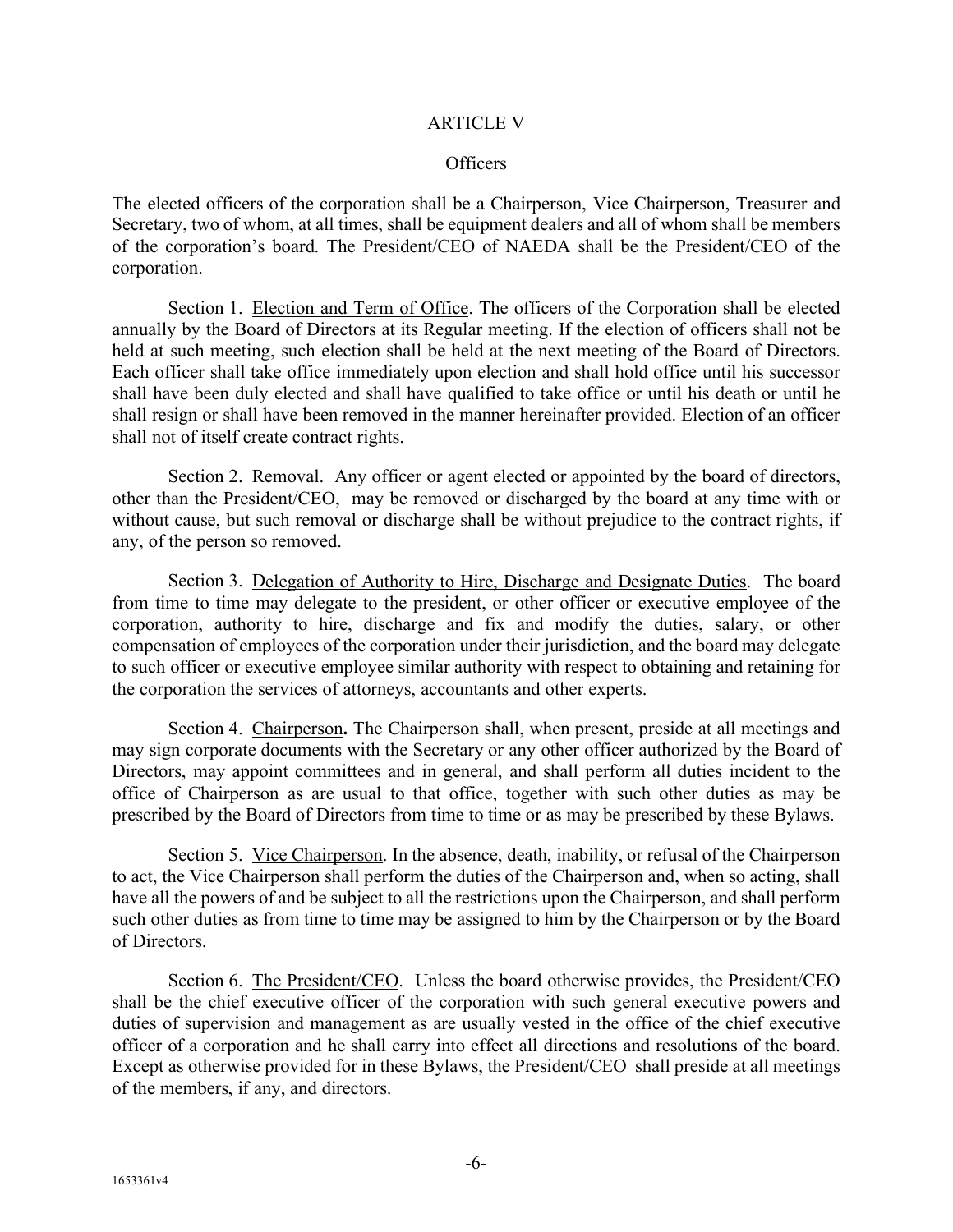## ARTICLE V

### Officers

The elected officers of the corporation shall be a Chairperson, Vice Chairperson, Treasurer and Secretary, two of whom, at all times, shall be equipment dealers and all of whom shall be members of the corporation's board. The President/CEO of NAEDA shall be the President/CEO of the corporation.

Section 1. Election and Term of Office. The officers of the Corporation shall be elected annually by the Board of Directors at its Regular meeting. If the election of officers shall not be held at such meeting, such election shall be held at the next meeting of the Board of Directors. Each officer shall take office immediately upon election and shall hold office until his successor shall have been duly elected and shall have qualified to take office or until his death or until he shall resign or shall have been removed in the manner hereinafter provided. Election of an officer shall not of itself create contract rights.

Section 2. Removal. Any officer or agent elected or appointed by the board of directors, other than the President/CEO, may be removed or discharged by the board at any time with or without cause, but such removal or discharge shall be without prejudice to the contract rights, if any, of the person so removed.

Section 3. Delegation of Authority to Hire, Discharge and Designate Duties. The board from time to time may delegate to the president, or other officer or executive employee of the corporation, authority to hire, discharge and fix and modify the duties, salary, or other compensation of employees of the corporation under their jurisdiction, and the board may delegate to such officer or executive employee similar authority with respect to obtaining and retaining for the corporation the services of attorneys, accountants and other experts.

Section 4. Chairperson**.** The Chairperson shall, when present, preside at all meetings and may sign corporate documents with the Secretary or any other officer authorized by the Board of Directors, may appoint committees and in general, and shall perform all duties incident to the office of Chairperson as are usual to that office, together with such other duties as may be prescribed by the Board of Directors from time to time or as may be prescribed by these Bylaws.

Section 5. Vice Chairperson. In the absence, death, inability, or refusal of the Chairperson to act, the Vice Chairperson shall perform the duties of the Chairperson and, when so acting, shall have all the powers of and be subject to all the restrictions upon the Chairperson, and shall perform such other duties as from time to time may be assigned to him by the Chairperson or by the Board of Directors.

Section 6. The President/CEO. Unless the board otherwise provides, the President/CEO shall be the chief executive officer of the corporation with such general executive powers and duties of supervision and management as are usually vested in the office of the chief executive officer of a corporation and he shall carry into effect all directions and resolutions of the board. Except as otherwise provided for in these Bylaws, the President/CEO shall preside at all meetings of the members, if any, and directors.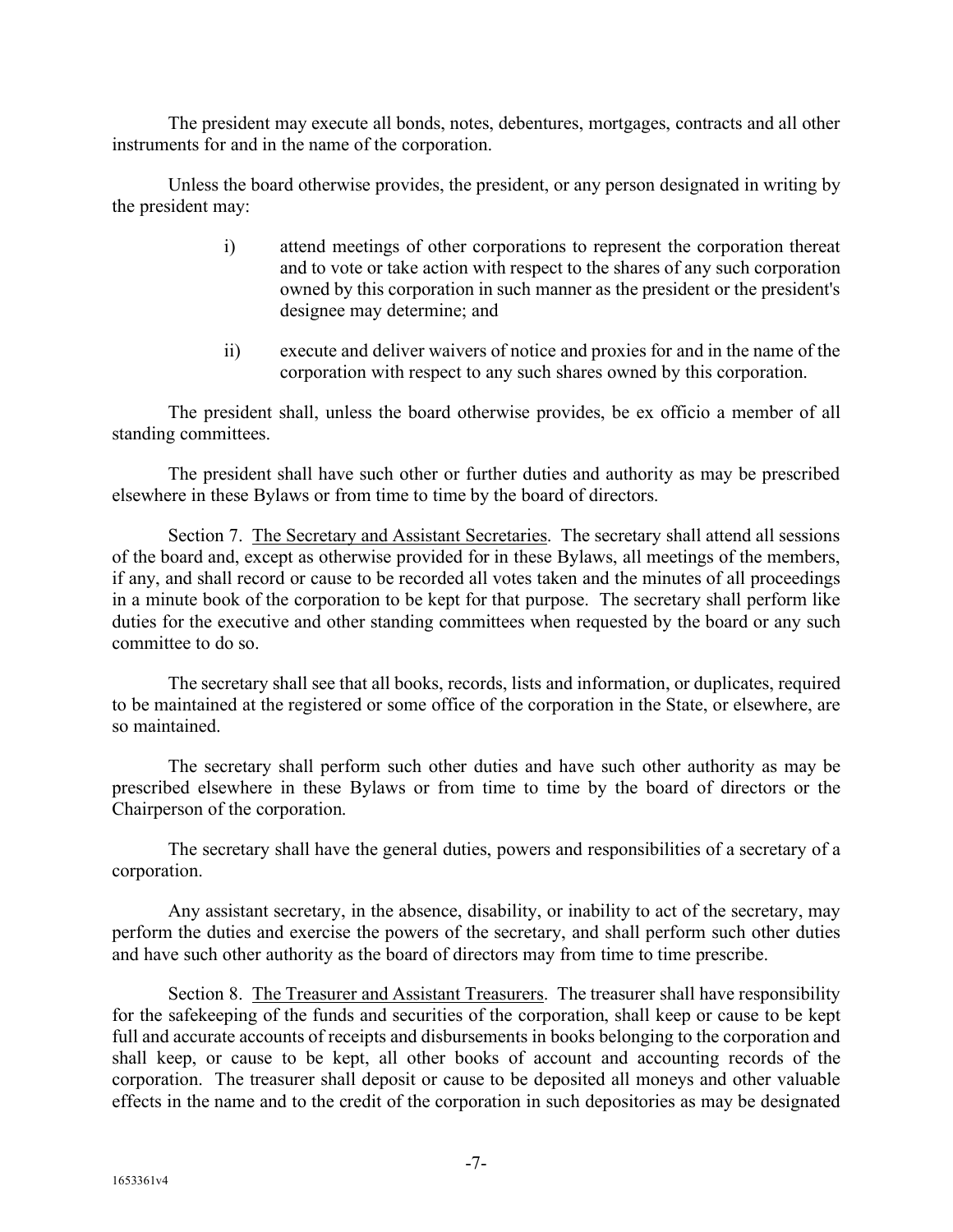The president may execute all bonds, notes, debentures, mortgages, contracts and all other instruments for and in the name of the corporation.

Unless the board otherwise provides, the president, or any person designated in writing by the president may:

i) attend meetings of other corporations to represent the corporation thereat and to vote or take action with respect to the shares of any such corporation owned by this corporation in such manner as the president or the president's designee may determine; and

ii) execute and deliver waivers of notice and proxies for and in the name of the corporation with respect to any such shares owned by this corporation.

The president shall, unless the board otherwise provides, be ex officio a member of all standing committees.

The president shall have such other or further duties and authority as may be prescribed elsewhere in these Bylaws or from time to time by the board of directors.

Section 7. The Secretary and Assistant Secretaries. The secretary shall attend all sessions of the board and, except as otherwise provided for in these Bylaws, all meetings of the members, if any, and shall record or cause to be recorded all votes taken and the minutes of all proceedings in a minute book of the corporation to be kept for that purpose. The secretary shall perform like duties for the executive and other standing committees when requested by the board or any such committee to do so.

The secretary shall see that all books, records, lists and information, or duplicates, required to be maintained at the registered or some office of the corporation in the State, or elsewhere, are so maintained.

The secretary shall perform such other duties and have such other authority as may be prescribed elsewhere in these Bylaws or from time to time by the board of directors or the Chairperson of the corporation.

The secretary shall have the general duties, powers and responsibilities of a secretary of a corporation.

Any assistant secretary, in the absence, disability, or inability to act of the secretary, may perform the duties and exercise the powers of the secretary, and shall perform such other duties and have such other authority as the board of directors may from time to time prescribe.

Section 8. The Treasurer and Assistant Treasurers. The treasurer shall have responsibility for the safekeeping of the funds and securities of the corporation, shall keep or cause to be kept full and accurate accounts of receipts and disbursements in books belonging to the corporation and shall keep, or cause to be kept, all other books of account and accounting records of the corporation. The treasurer shall deposit or cause to be deposited all moneys and other valuable effects in the name and to the credit of the corporation in such depositories as may be designated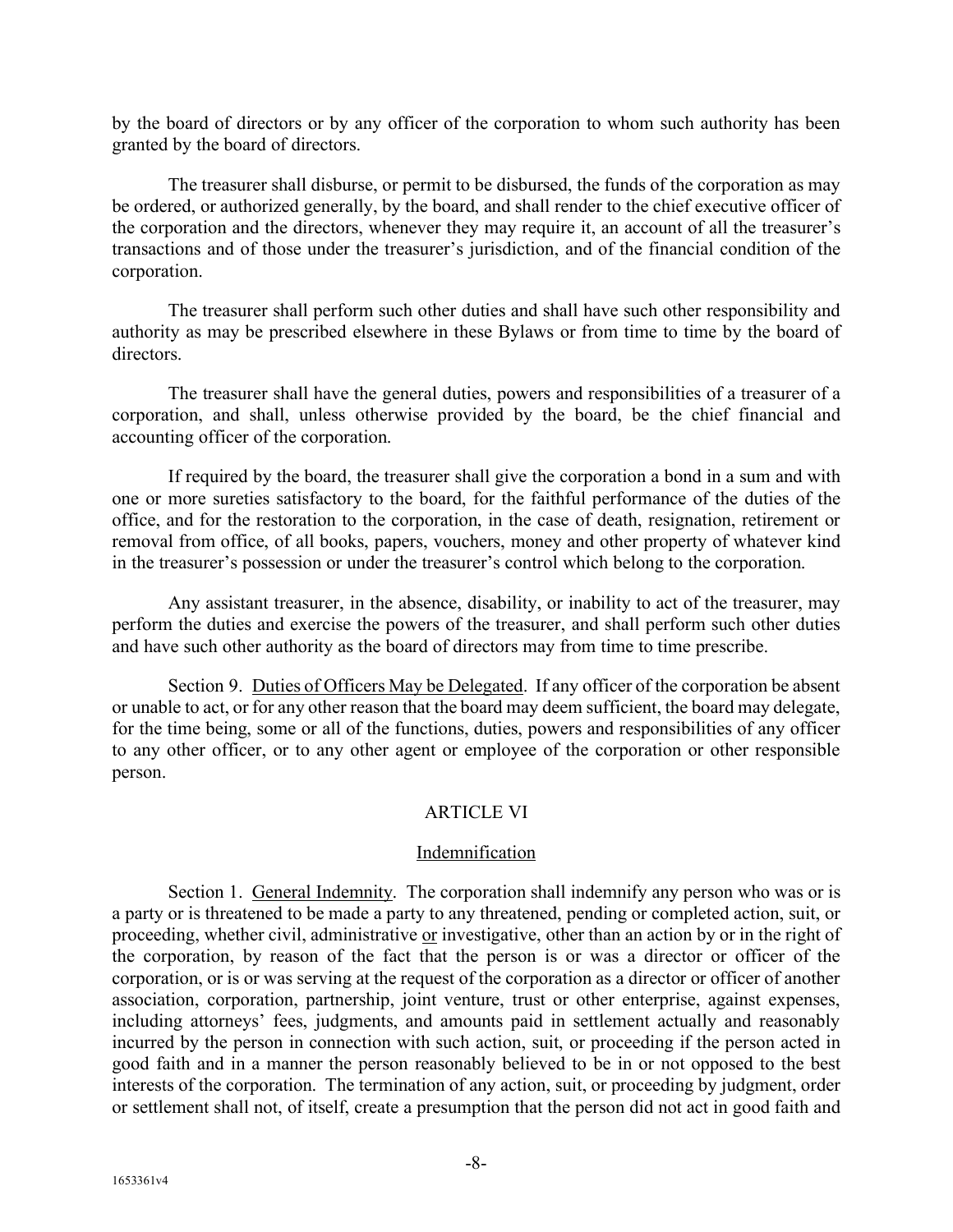by the board of directors or by any officer of the corporation to whom such authority has been granted by the board of directors.

The treasurer shall disburse, or permit to be disbursed, the funds of the corporation as may be ordered, or authorized generally, by the board, and shall render to the chief executive officer of the corporation and the directors, whenever they may require it, an account of all the treasurer's transactions and of those under the treasurer's jurisdiction, and of the financial condition of the corporation.

The treasurer shall perform such other duties and shall have such other responsibility and authority as may be prescribed elsewhere in these Bylaws or from time to time by the board of directors.

The treasurer shall have the general duties, powers and responsibilities of a treasurer of a corporation, and shall, unless otherwise provided by the board, be the chief financial and accounting officer of the corporation.

If required by the board, the treasurer shall give the corporation a bond in a sum and with one or more sureties satisfactory to the board, for the faithful performance of the duties of the office, and for the restoration to the corporation, in the case of death, resignation, retirement or removal from office, of all books, papers, vouchers, money and other property of whatever kind in the treasurer's possession or under the treasurer's control which belong to the corporation.

Any assistant treasurer, in the absence, disability, or inability to act of the treasurer, may perform the duties and exercise the powers of the treasurer, and shall perform such other duties and have such other authority as the board of directors may from time to time prescribe.

Section 9. Duties of Officers May be Delegated. If any officer of the corporation be absent or unable to act, or for any other reason that the board may deem sufficient, the board may delegate, for the time being, some or all of the functions, duties, powers and responsibilities of any officer to any other officer, or to any other agent or employee of the corporation or other responsible person.

## ARTICLE VI

### Indemnification

Section 1. General Indemnity. The corporation shall indemnify any person who was or is a party or is threatened to be made a party to any threatened, pending or completed action, suit, or proceeding, whether civil, administrative or investigative, other than an action by or in the right of the corporation, by reason of the fact that the person is or was a director or officer of the corporation, or is or was serving at the request of the corporation as a director or officer of another association, corporation, partnership, joint venture, trust or other enterprise, against expenses, including attorneys' fees, judgments, and amounts paid in settlement actually and reasonably incurred by the person in connection with such action, suit, or proceeding if the person acted in good faith and in a manner the person reasonably believed to be in or not opposed to the best interests of the corporation. The termination of any action, suit, or proceeding by judgment, order or settlement shall not, of itself, create a presumption that the person did not act in good faith and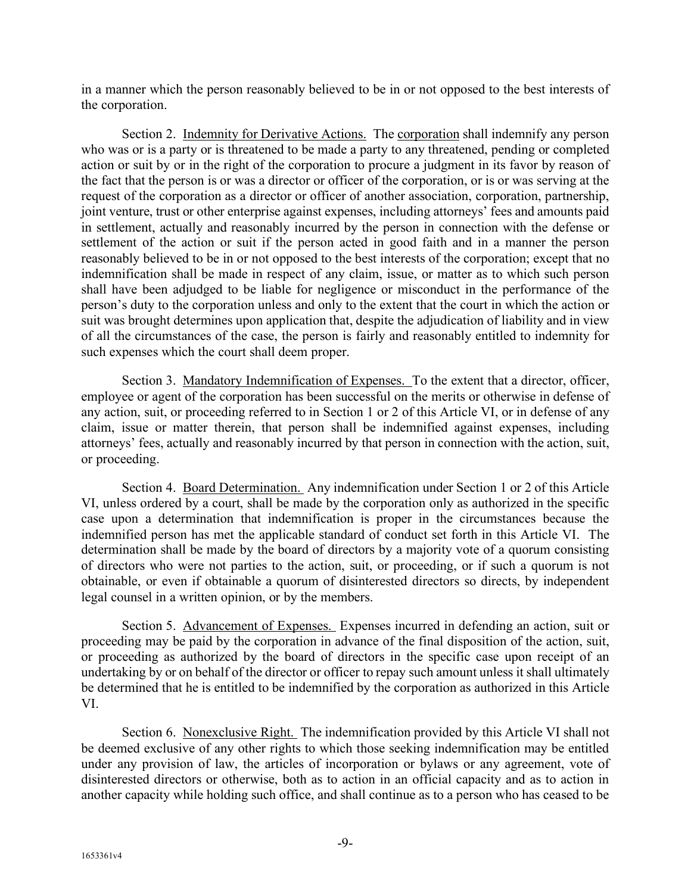in a manner which the person reasonably believed to be in or not opposed to the best interests of the corporation.

Section 2. Indemnity for Derivative Actions. The corporation shall indemnify any person who was or is a party or is threatened to be made a party to any threatened, pending or completed action or suit by or in the right of the corporation to procure a judgment in its favor by reason of the fact that the person is or was a director or officer of the corporation, or is or was serving at the request of the corporation as a director or officer of another association, corporation, partnership, joint venture, trust or other enterprise against expenses, including attorneys' fees and amounts paid in settlement, actually and reasonably incurred by the person in connection with the defense or settlement of the action or suit if the person acted in good faith and in a manner the person reasonably believed to be in or not opposed to the best interests of the corporation; except that no indemnification shall be made in respect of any claim, issue, or matter as to which such person shall have been adjudged to be liable for negligence or misconduct in the performance of the person's duty to the corporation unless and only to the extent that the court in which the action or suit was brought determines upon application that, despite the adjudication of liability and in view of all the circumstances of the case, the person is fairly and reasonably entitled to indemnity for such expenses which the court shall deem proper.

Section 3. Mandatory Indemnification of Expenses. To the extent that a director, officer, employee or agent of the corporation has been successful on the merits or otherwise in defense of any action, suit, or proceeding referred to in Section 1 or 2 of this Article VI, or in defense of any claim, issue or matter therein, that person shall be indemnified against expenses, including attorneys' fees, actually and reasonably incurred by that person in connection with the action, suit, or proceeding.

Section 4. Board Determination. Any indemnification under Section 1 or 2 of this Article VI, unless ordered by a court, shall be made by the corporation only as authorized in the specific case upon a determination that indemnification is proper in the circumstances because the indemnified person has met the applicable standard of conduct set forth in this Article VI. The determination shall be made by the board of directors by a majority vote of a quorum consisting of directors who were not parties to the action, suit, or proceeding, or if such a quorum is not obtainable, or even if obtainable a quorum of disinterested directors so directs, by independent legal counsel in a written opinion, or by the members.

Section 5. Advancement of Expenses. Expenses incurred in defending an action, suit or proceeding may be paid by the corporation in advance of the final disposition of the action, suit, or proceeding as authorized by the board of directors in the specific case upon receipt of an undertaking by or on behalf of the director or officer to repay such amount unless it shall ultimately be determined that he is entitled to be indemnified by the corporation as authorized in this Article VI.

Section 6. Nonexclusive Right. The indemnification provided by this Article VI shall not be deemed exclusive of any other rights to which those seeking indemnification may be entitled under any provision of law, the articles of incorporation or bylaws or any agreement, vote of disinterested directors or otherwise, both as to action in an official capacity and as to action in another capacity while holding such office, and shall continue as to a person who has ceased to be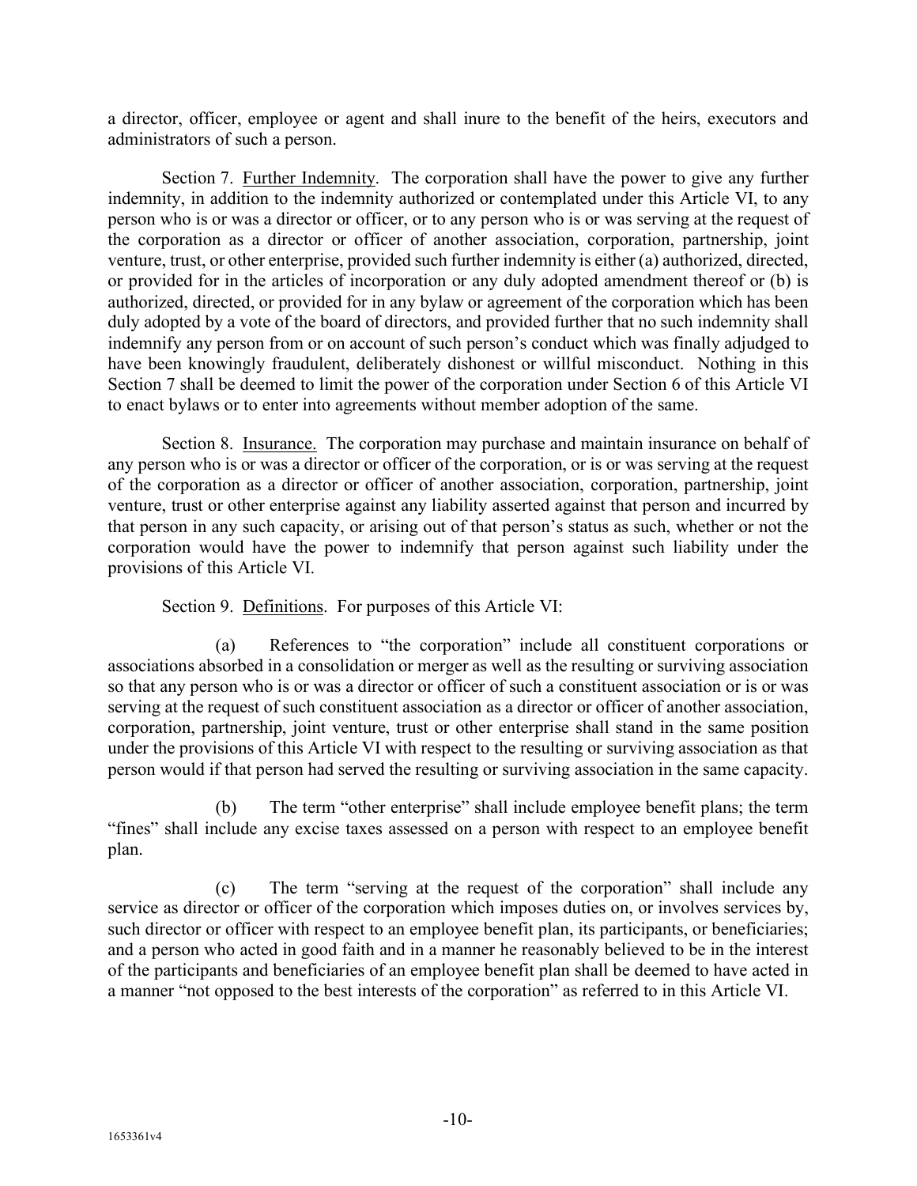a director, officer, employee or agent and shall inure to the benefit of the heirs, executors and administrators of such a person.

Section 7. Further Indemnity. The corporation shall have the power to give any further indemnity, in addition to the indemnity authorized or contemplated under this Article VI, to any person who is or was a director or officer, or to any person who is or was serving at the request of the corporation as a director or officer of another association, corporation, partnership, joint venture, trust, or other enterprise, provided such further indemnity is either (a) authorized, directed, or provided for in the articles of incorporation or any duly adopted amendment thereof or (b) is authorized, directed, or provided for in any bylaw or agreement of the corporation which has been duly adopted by a vote of the board of directors, and provided further that no such indemnity shall indemnify any person from or on account of such person's conduct which was finally adjudged to have been knowingly fraudulent, deliberately dishonest or willful misconduct. Nothing in this Section 7 shall be deemed to limit the power of the corporation under Section 6 of this Article VI to enact bylaws or to enter into agreements without member adoption of the same.

Section 8. Insurance. The corporation may purchase and maintain insurance on behalf of any person who is or was a director or officer of the corporation, or is or was serving at the request of the corporation as a director or officer of another association, corporation, partnership, joint venture, trust or other enterprise against any liability asserted against that person and incurred by that person in any such capacity, or arising out of that person's status as such, whether or not the corporation would have the power to indemnify that person against such liability under the provisions of this Article VI.

Section 9. Definitions. For purposes of this Article VI:

(a) References to "the corporation" include all constituent corporations or associations absorbed in a consolidation or merger as well as the resulting or surviving association so that any person who is or was a director or officer of such a constituent association or is or was serving at the request of such constituent association as a director or officer of another association, corporation, partnership, joint venture, trust or other enterprise shall stand in the same position under the provisions of this Article VI with respect to the resulting or surviving association as that person would if that person had served the resulting or surviving association in the same capacity.

(b) The term "other enterprise" shall include employee benefit plans; the term "fines" shall include any excise taxes assessed on a person with respect to an employee benefit plan.

(c) The term "serving at the request of the corporation" shall include any service as director or officer of the corporation which imposes duties on, or involves services by, such director or officer with respect to an employee benefit plan, its participants, or beneficiaries; and a person who acted in good faith and in a manner he reasonably believed to be in the interest of the participants and beneficiaries of an employee benefit plan shall be deemed to have acted in a manner "not opposed to the best interests of the corporation" as referred to in this Article VI.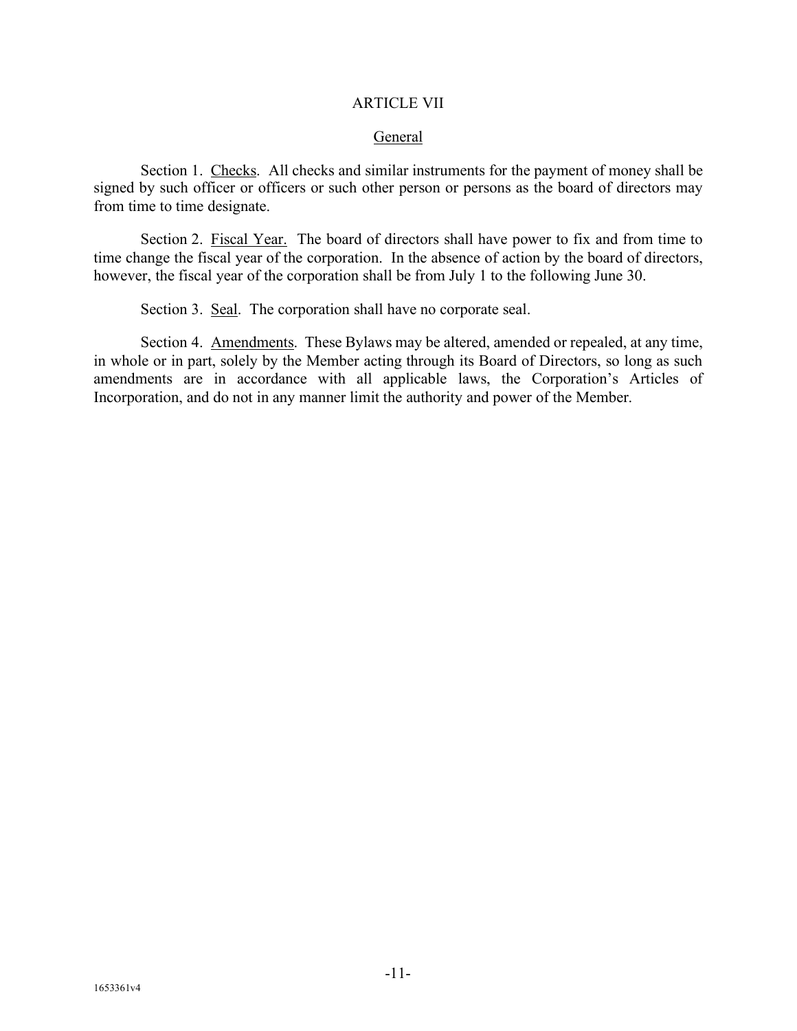## ARTICLE VII

### General

Section 1. Checks. All checks and similar instruments for the payment of money shall be signed by such officer or officers or such other person or persons as the board of directors may from time to time designate.

Section 2. Fiscal Year. The board of directors shall have power to fix and from time to time change the fiscal year of the corporation. In the absence of action by the board of directors, however, the fiscal year of the corporation shall be from July 1 to the following June 30.

Section 3. Seal. The corporation shall have no corporate seal.

Section 4. Amendments. These Bylaws may be altered, amended or repealed, at any time, in whole or in part, solely by the Member acting through its Board of Directors, so long as such amendments are in accordance with all applicable laws, the Corporation's Articles of Incorporation, and do not in any manner limit the authority and power of the Member.

1653361v4